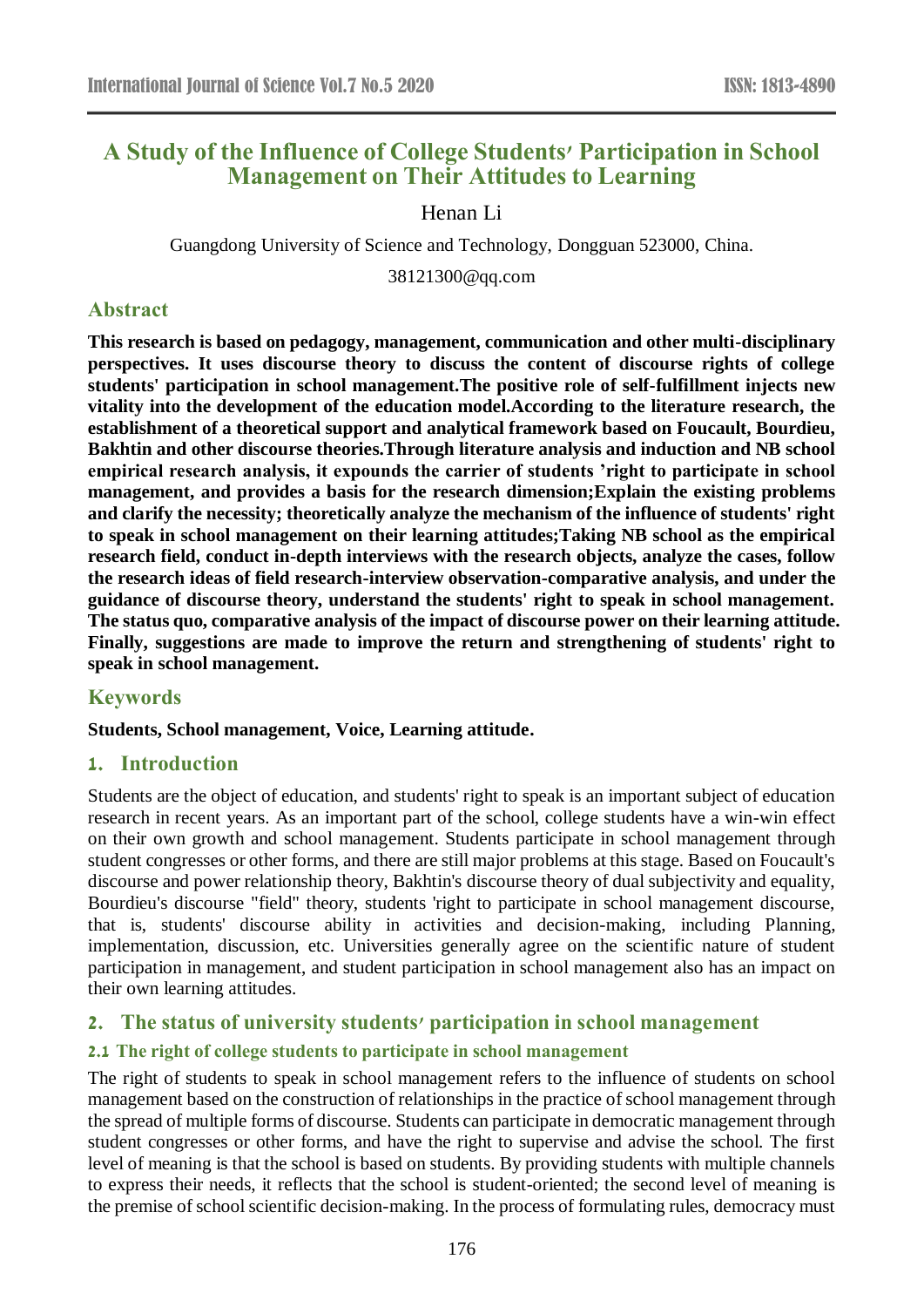# A Study of the Influence of College Students' Participation in School Management on Their Attitudes to Learning

Henan Li

Guangdong University of Science and Technology, Dongguan 523000, China.

38121300@qq.com

## Abstract

**This research is based on pedagogy, management, communication and other multi-disciplinary perspectives. It uses discourse theory to discuss the content of discourse rights of college students' participation in school management.The positive role of self-fulfillment injects new vitality into the development of the education model.According to the literature research, the establishment of a theoretical support and analytical framework based on Foucault, Bourdieu, Bakhtin and other discourse theories.Through literature analysis and induction and NB school empirical research analysis, it expounds the carrier of students 'right to participate in school management, and provides a basis for the research dimension;Explain the existing problems and clarify the necessity; theoretically analyze the mechanism of the influence of students' right to speak in school management on their learning attitudes;Taking NB school as the empirical research field, conduct in-depth interviews with the research objects, analyze the cases, follow the research ideas of field research-interview observation-comparative analysis, and under the guidance of discourse theory, understand the students' right to speak in school management. The status quo, comparative analysis of the impact of discourse power on their learning attitude. Finally, suggestions are made to improve the return and strengthening of students' right to speak in school management.**

## Keywords

**Students, School management, Voice, Learning attitude.**

## 1. Introduction

Students are the object of education, and students' right to speak is an important subject of education research in recent years. As an important part of the school, college students have a win-win effect on their own growth and school management. Students participate in school management through student congresses or other forms, and there are still major problems at this stage. Based on Foucault's discourse and power relationship theory, Bakhtin's discourse theory of dual subjectivity and equality, Bourdieu's discourse "field" theory, students 'right to participate in school management discourse, that is, students' discourse ability in activities and decision-making, including Planning, implementation, discussion, etc. Universities generally agree on the scientific nature of student participation in management, and student participation in school management also has an impact on their own learning attitudes.

## 2. The status of university students' participation in school management

### 2.1 The right of college students to participate in school management

The right of students to speak in school management refers to the influence of students on school management based on the construction of relationships in the practice of school management through the spread of multiple forms of discourse. Students can participate in democratic management through student congresses or other forms, and have the right to supervise and advise the school. The first level of meaning is that the school is based on students. By providing students with multiple channels to express their needs, it reflects that the school is student-oriented; the second level of meaning is the premise of school scientific decision-making. In the process of formulating rules, democracy must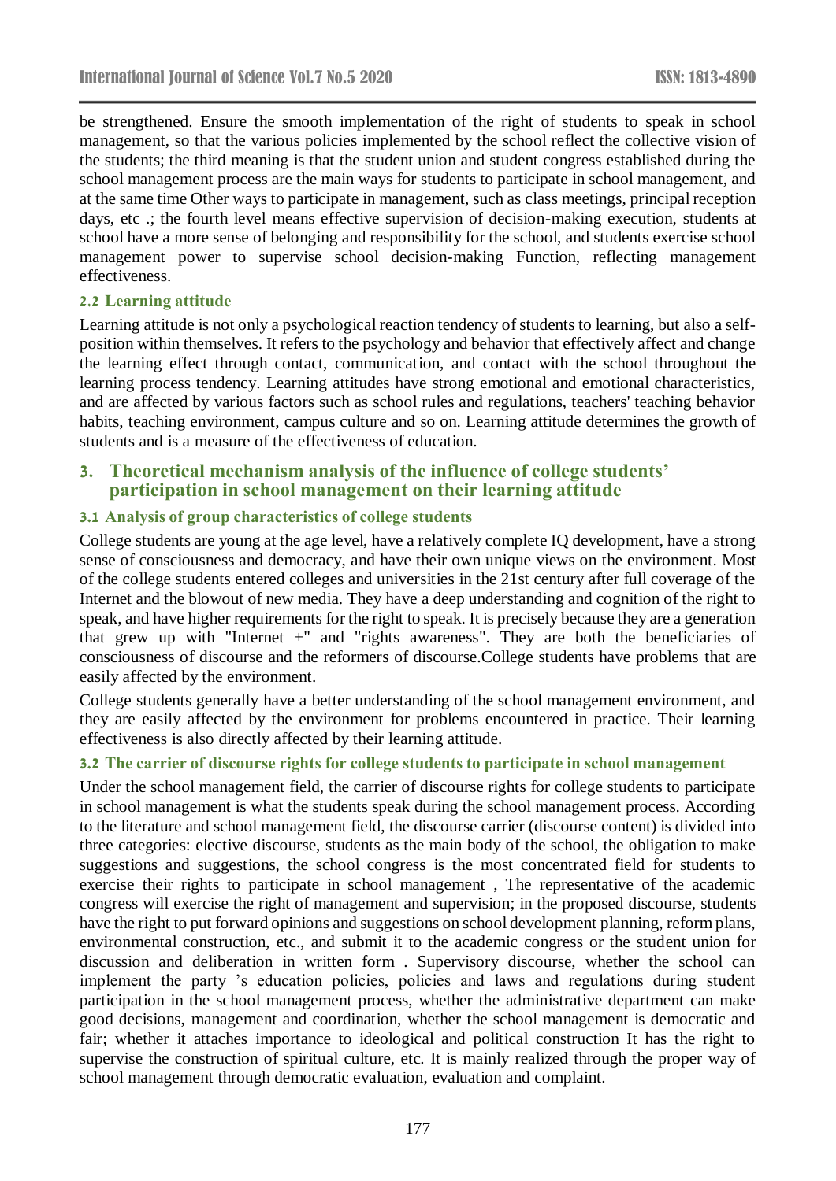be strengthened. Ensure the smooth implementation of the right of students to speak in school management, so that the various policies implemented by the school reflect the collective vision of the students; the third meaning is that the student union and student congress established during the school management process are the main ways for students to participate in school management, and at the same time Other ways to participate in management, such as class meetings, principal reception days, etc .; the fourth level means effective supervision of decision-making execution, students at school have a more sense of belonging and responsibility for the school, and students exercise school management power to supervise school decision-making Function, reflecting management effectiveness.

### 2.2 Learning attitude

Learning attitude is not only a psychological reaction tendency of students to learning, but also a self-position within themselves. It refers to the psychology and behavior that effectively affect and change the learning effect through contact, communication, and contact with the school throughout the learning process tendency. Learning attitudes have strong emotional and emotional characteristics, and are affected by various factors such as school rules and regulations, teachers' teaching behavior habits, teaching environment, campus culture and so on. Learning attitude determines the growth of students and is a measure of the effectiveness of education.

## 3. Theoretical mechanism analysis of the influence of college students' participation in school management on their learning attitude

### 3.1 Analysis of group characteristics of college students

College students are young at the age level, have a relatively complete IQ development, have a strong sense of consciousness and democracy, and have their own unique views on the environment. Most of the college students entered colleges and universities in the 21st century after full coverage of the Internet and the blowout of new media. They have a deep understanding and cognition of the right to speak, and have higher requirements for the right to speak. It is precisely because they are a generation that grew up with "Internet +" and "rights awareness". They are both the beneficiaries of consciousness of discourse and the reformers of discourse.College students have problems that are easily affected by the environment.

College students generally have a better understanding of the school management environment, and they are easily affected by the environment for problems encountered in practice. Their learning effectiveness is also directly affected by their learning attitude.

### 3.2 The carrier of discourse rights for college students to participate in school management

Under the school management field, the carrier of discourse rights for college students to participate in school management is what the students speak during the school management process. According to the literature and school management field, the discourse carrier (discourse content) is divided into three categories: elective discourse, students as the main body of the school, the obligation to make suggestions and suggestions, the school congress is the most concentrated field for students to exercise their rights to participate in school management , The representative of the academic congress will exercise the right of management and supervision; in the proposed discourse, students have the right to put forward opinions and suggestions on school development planning, reform plans, environmental construction, etc., and submit it to the academic congress or the student union for discussion and deliberation in written form . Supervisory discourse, whether the school can implement the party 's education policies, policies and laws and regulations during student participation in the school management process, whether the administrative department can make good decisions, management and coordination, whether the school management is democratic and fair; whether it attaches importance to ideological and political construction It has the right to supervise the construction of spiritual culture, etc. It is mainly realized through the proper way of school management through democratic evaluation, evaluation and complaint.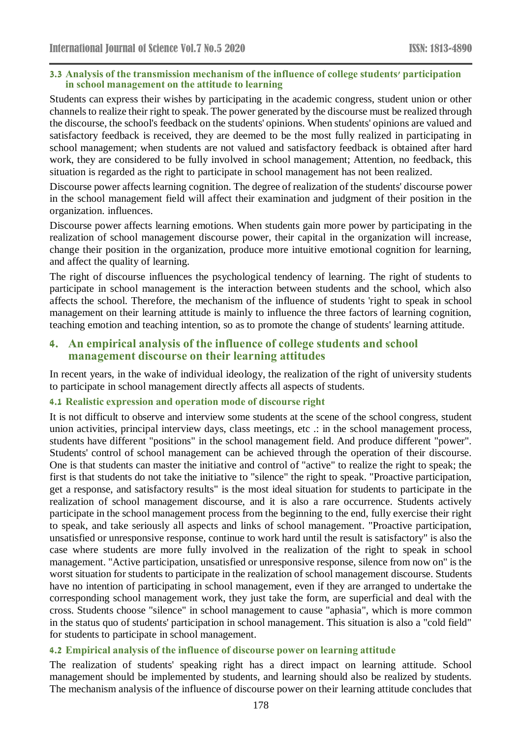### 3.3 Analysis of the transmission mechanism of the influence of college students' participation in school management on the attitude to learning

Students can express their wishes by participating in the academic congress, student union or other channels to realize their right to speak. The power generated by the discourse must be realized through the discourse, the school's feedback on the students' opinions. When students' opinions are valued and satisfactory feedback is received, they are deemed to be the most fully realized in participating in school management; when students are not valued and satisfactory feedback is obtained after hard work, they are considered to be fully involved in school management; Attention, no feedback, this situation is regarded as the right to participate in school management has not been realized.

Discourse power affects learning cognition. The degree of realization of the students' discourse power in the school management field will affect their examination and judgment of their position in the organization. influences.

Discourse power affects learning emotions. When students gain more power by participating in the realization of school management discourse power, their capital in the organization will increase, change their position in the organization, produce more intuitive emotional cognition for learning, and affect the quality of learning.

The right of discourse influences the psychological tendency of learning. The right of students to participate in school management is the interaction between students and the school, which also affects the school. Therefore, the mechanism of the influence of students 'right to speak in school management on their learning attitude is mainly to influence the three factors of learning cognition, teaching emotion and teaching intention, so as to promote the change of students' learning attitude.

## 4. An empirical analysis of the influence of college students and school management discourse on their learning attitudes

In recent years, in the wake of individual ideology, the realization of the right of university students to participate in school management directly affects all aspects of students.

### 4.1 Realistic expression and operation mode of discourse right

It is not difficult to observe and interview some students at the scene of the school congress, student union activities, principal interview days, class meetings, etc .: in the school management process, students have different "positions" in the school management field. And produce different "power". Students' control of school management can be achieved through the operation of their discourse. One is that students can master the initiative and control of "active" to realize the right to speak; the first is that students do not take the initiative to "silence" the right to speak. "Proactive participation, get a response, and satisfactory results" is the most ideal situation for students to participate in the realization of school management discourse, and it is also a rare occurrence. Students actively participate in the school management process from the beginning to the end, fully exercise their right to speak, and take seriously all aspects and links of school management. "Proactive participation, unsatisfied or unresponsive response, continue to work hard until the result is satisfactory" is also the case where students are more fully involved in the realization of the right to speak in school management. "Active participation, unsatisfied or unresponsive response, silence from now on" is the worst situation for students to participate in the realization of school management discourse. Students have no intention of participating in school management, even if they are arranged to undertake the corresponding school management work, they just take the form, are superficial and deal with the cross. Students choose "silence" in school management to cause "aphasia", which is more common in the status quo of students' participation in school management. This situation is also a "cold field" for students to participate in school management.

### 4.2 Empirical analysis of the influence of discourse power on learning attitude

The realization of students' speaking right has a direct impact on learning attitude. School management should be implemented by students, and learning should also be realized by students. The mechanism analysis of the influence of discourse power on their learning attitude concludes that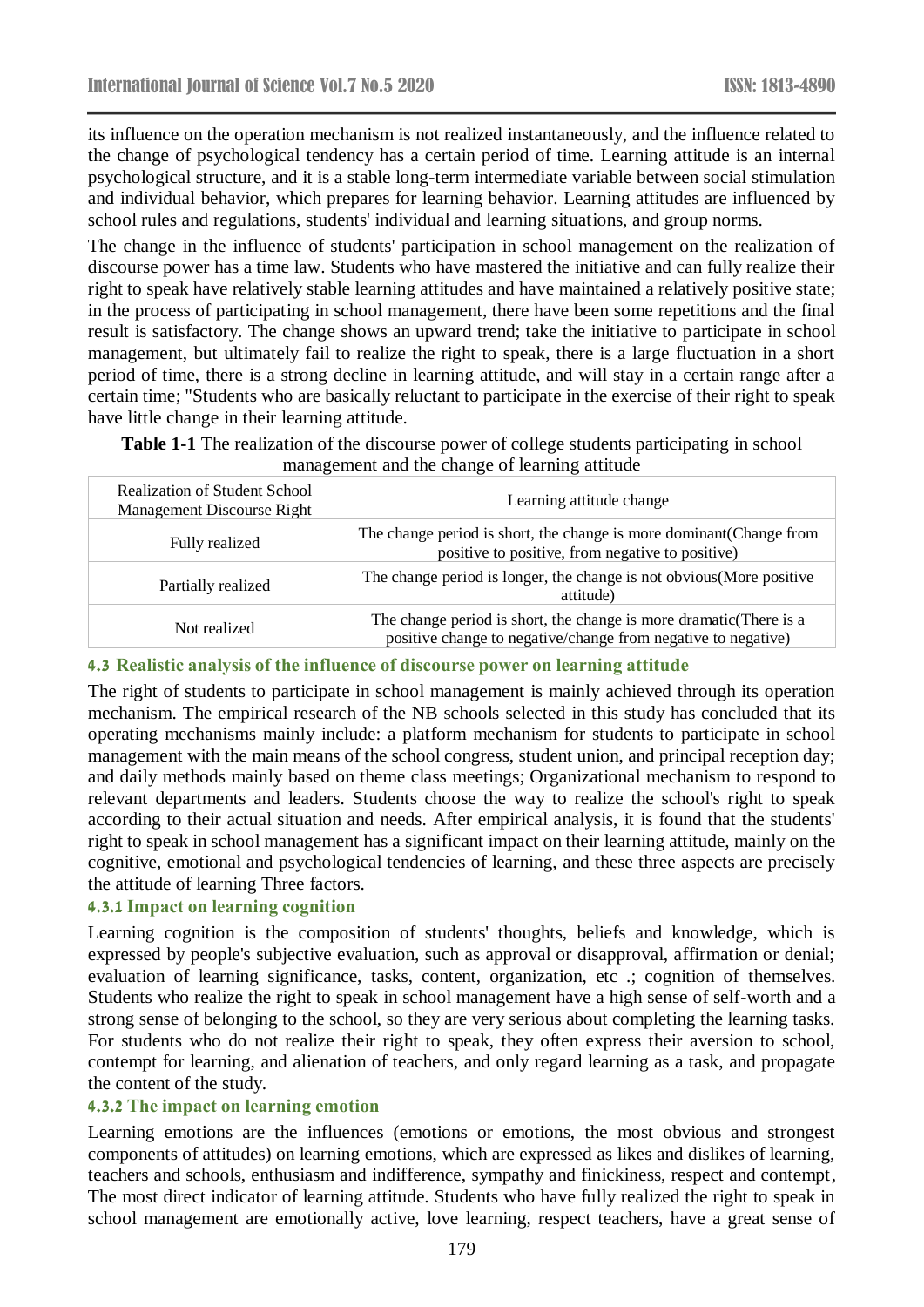its influence on the operation mechanism is not realized instantaneously, and the influence related to the change of psychological tendency has a certain period of time. Learning attitude is an internal psychological structure, and it is a stable long-term intermediate variable between social stimulation and individual behavior, which prepares for learning behavior. Learning attitudes are influenced by school rules and regulations, students' individual and learning situations, and group norms.

The change in the influence of students' participation in school management on the realization of discourse power has a time law. Students who have mastered the initiative and can fully realize their right to speak have relatively stable learning attitudes and have maintained a relatively positive state; in the process of participating in school management, there have been some repetitions and the final result is satisfactory. The change shows an upward trend; take the initiative to participate in school management, but ultimately fail to realize the right to speak, there is a large fluctuation in a short period of time, there is a strong decline in learning attitude, and will stay in a certain range after a certain time; "Students who are basically reluctant to participate in the exercise of their right to speak have little change in their learning attitude.

**Table 1-1** The realization of the discourse power of college students participating in school management and the change of learning attitude

| Realization of Student School Management Discourse Right | Learning attitude change |
|---|---|
| Fully realized | The change period is short, the change is more dominant(Change from positive to positive, from negative to positive) |
| Partially realized | The change period is longer, the change is not obvious(More positive attitude) |
| Not realized | The change period is short, the change is more dramatic(There is a positive change to negative/change from negative to negative) |

### 4.3 Realistic analysis of the influence of discourse power on learning attitude

The right of students to participate in school management is mainly achieved through its operation mechanism. The empirical research of the NB schools selected in this study has concluded that its operating mechanisms mainly include: a platform mechanism for students to participate in school management with the main means of the school congress, student union, and principal reception day; and daily methods mainly based on theme class meetings; Organizational mechanism to respond to relevant departments and leaders. Students choose the way to realize the school's right to speak according to their actual situation and needs. After empirical analysis, it is found that the students' right to speak in school management has a significant impact on their learning attitude, mainly on the cognitive, emotional and psychological tendencies of learning, and these three aspects are precisely the attitude of learning Three factors.

#### 4.3.1 Impact on learning cognition

Learning cognition is the composition of students' thoughts, beliefs and knowledge, which is expressed by people's subjective evaluation, such as approval or disapproval, affirmation or denial; evaluation of learning significance, tasks, content, organization, etc .; cognition of themselves. Students who realize the right to speak in school management have a high sense of self-worth and a strong sense of belonging to the school, so they are very serious about completing the learning tasks. For students who do not realize their right to speak, they often express their aversion to school, contempt for learning, and alienation of teachers, and only regard learning as a task, and propagate the content of the study.

#### 4.3.2 The impact on learning emotion

Learning emotions are the influences (emotions or emotions, the most obvious and strongest components of attitudes) on learning emotions, which are expressed as likes and dislikes of learning, teachers and schools, enthusiasm and indifference, sympathy and finickiness, respect and contempt, The most direct indicator of learning attitude. Students who have fully realized the right to speak in school management are emotionally active, love learning, respect teachers, have a great sense of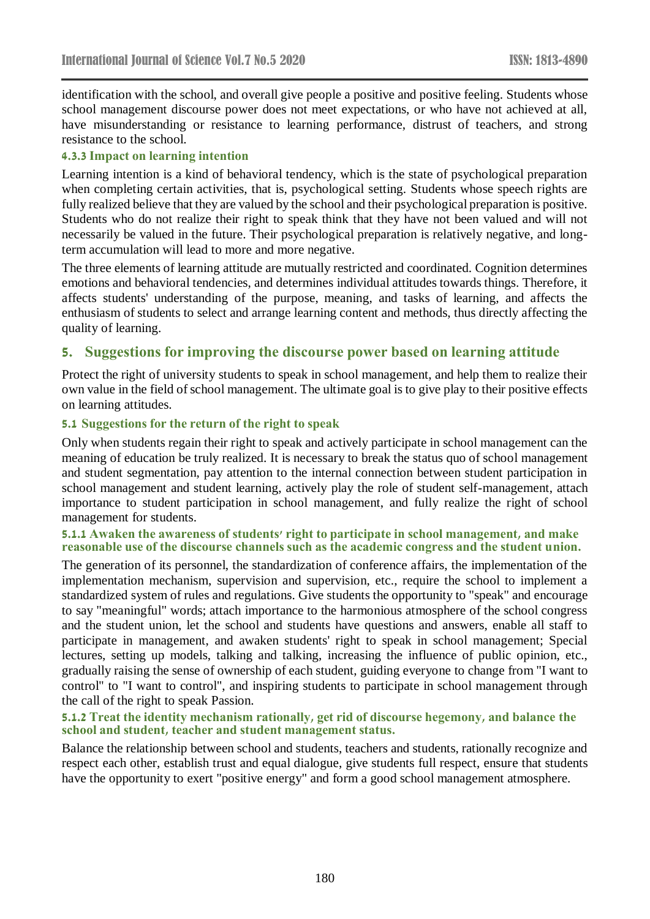identification with the school, and overall give people a positive and positive feeling. Students whose school management discourse power does not meet expectations, or who have not achieved at all, have misunderstanding or resistance to learning performance, distrust of teachers, and strong resistance to the school.

#### 4.3.3 Impact on learning intention

Learning intention is a kind of behavioral tendency, which is the state of psychological preparation when completing certain activities, that is, psychological setting. Students whose speech rights are fully realized believe that they are valued by the school and their psychological preparation is positive. Students who do not realize their right to speak think that they have not been valued and will not necessarily be valued in the future. Their psychological preparation is relatively negative, and long-term accumulation will lead to more and more negative.

The three elements of learning attitude are mutually restricted and coordinated. Cognition determines emotions and behavioral tendencies, and determines individual attitudes towards things. Therefore, it affects students' understanding of the purpose, meaning, and tasks of learning, and affects the enthusiasm of students to select and arrange learning content and methods, thus directly affecting the quality of learning.

## 5. Suggestions for improving the discourse power based on learning attitude

Protect the right of university students to speak in school management, and help them to realize their own value in the field of school management. The ultimate goal is to give play to their positive effects on learning attitudes.

### 5.1 Suggestions for the return of the right to speak

Only when students regain their right to speak and actively participate in school management can the meaning of education be truly realized. It is necessary to break the status quo of school management and student segmentation, pay attention to the internal connection between student participation in school management and student learning, actively play the role of student self-management, attach importance to student participation in school management, and fully realize the right of school management for students.

#### 5.1.1 Awaken the awareness of students' right to participate in school management, and make reasonable use of the discourse channels such as the academic congress and the student union.

The generation of its personnel, the standardization of conference affairs, the implementation of the implementation mechanism, supervision and supervision, etc., require the school to implement a standardized system of rules and regulations. Give students the opportunity to "speak" and encourage to say "meaningful" words; attach importance to the harmonious atmosphere of the school congress and the student union, let the school and students have questions and answers, enable all staff to participate in management, and awaken students' right to speak in school management; Special lectures, setting up models, talking and talking, increasing the influence of public opinion, etc., gradually raising the sense of ownership of each student, guiding everyone to change from "I want to control" to "I want to control", and inspiring students to participate in school management through the call of the right to speak Passion.

#### 5.1.2 Treat the identity mechanism rationally, get rid of discourse hegemony, and balance the school and student, teacher and student management status.

Balance the relationship between school and students, teachers and students, rationally recognize and respect each other, establish trust and equal dialogue, give students full respect, ensure that students have the opportunity to exert "positive energy" and form a good school management atmosphere.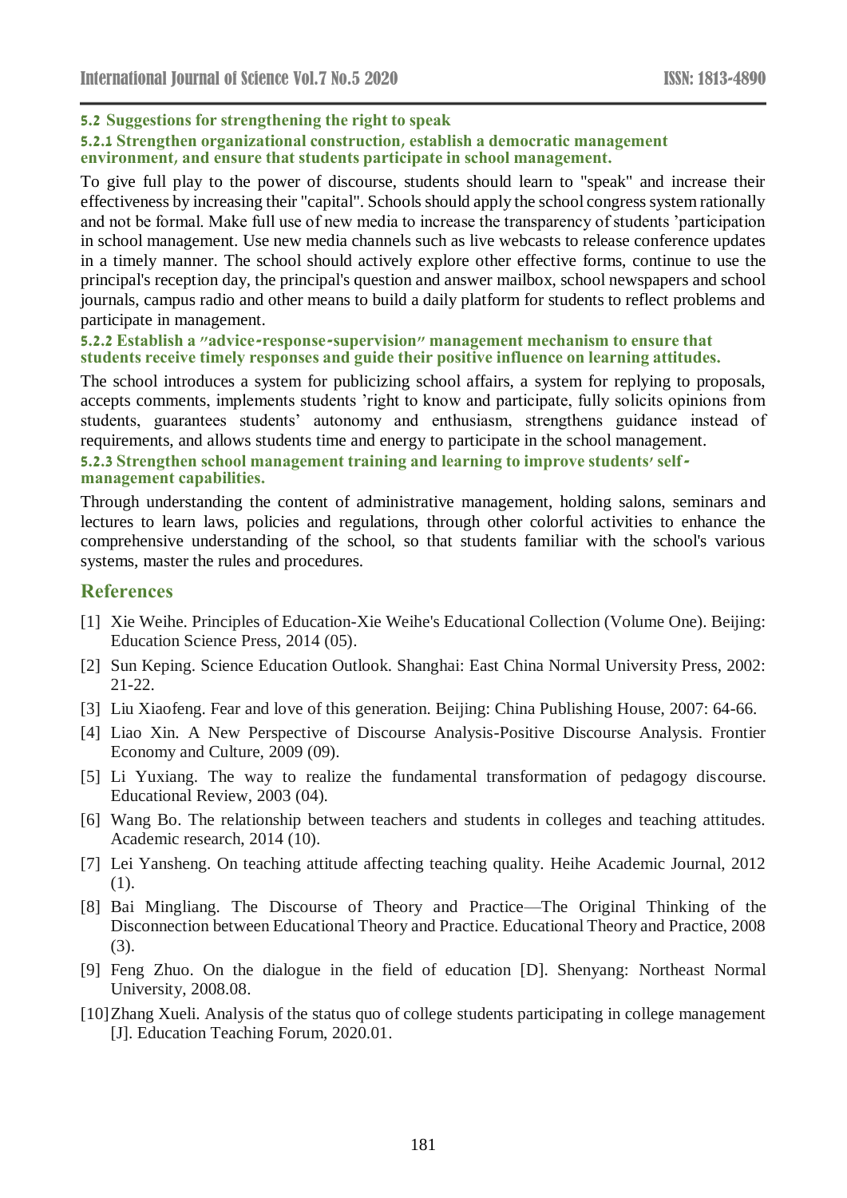### 5.2 Suggestions for strengthening the right to speak

#### 5.2.1 Strengthen organizational construction, establish a democratic management environment, and ensure that students participate in school management.

To give full play to the power of discourse, students should learn to "speak" and increase their effectiveness by increasing their "capital". Schools should apply the school congress system rationally and not be formal. Make full use of new media to increase the transparency of students 'participation in school management. Use new media channels such as live webcasts to release conference updates in a timely manner. The school should actively explore other effective forms, continue to use the principal's reception day, the principal's question and answer mailbox, school newspapers and school journals, campus radio and other means to build a daily platform for students to reflect problems and participate in management.

#### 5.2.2 Establish a "advice-response-supervision" management mechanism to ensure that students receive timely responses and guide their positive influence on learning attitudes.

The school introduces a system for publicizing school affairs, a system for replying to proposals, accepts comments, implements students 'right to know and participate, fully solicits opinions from students, guarantees students' autonomy and enthusiasm, strengthens guidance instead of requirements, and allows students time and energy to participate in the school management.

#### 5.2.3 Strengthen school management training and learning to improve students' self-management capabilities.

Through understanding the content of administrative management, holding salons, seminars and lectures to learn laws, policies and regulations, through other colorful activities to enhance the comprehensive understanding of the school, so that students familiar with the school's various systems, master the rules and procedures.

## References

[1] Xie Weihe. Principles of Education-Xie Weihe's Educational Collection (Volume One). Beijing: Education Science Press, 2014 (05).

[2] Sun Keping. Science Education Outlook. Shanghai: East China Normal University Press, 2002: 21-22.

[3] Liu Xiaofeng. Fear and love of this generation. Beijing: China Publishing House, 2007: 64-66.

[4] Liao Xin. A New Perspective of Discourse Analysis-Positive Discourse Analysis. Frontier Economy and Culture, 2009 (09).

[5] Li Yuxiang. The way to realize the fundamental transformation of pedagogy discourse. Educational Review, 2003 (04).

[6] Wang Bo. The relationship between teachers and students in colleges and teaching attitudes. Academic research, 2014 (10).

[7] Lei Yansheng. On teaching attitude affecting teaching quality. Heihe Academic Journal, 2012 (1).

[8] Bai Mingliang. The Discourse of Theory and Practice—The Original Thinking of the Disconnection between Educational Theory and Practice. Educational Theory and Practice, 2008 (3).

[9] Feng Zhuo. On the dialogue in the field of education [D]. Shenyang: Northeast Normal University, 2008.08.

[10] Zhang Xueli. Analysis of the status quo of college students participating in college management [J]. Education Teaching Forum, 2020.01.